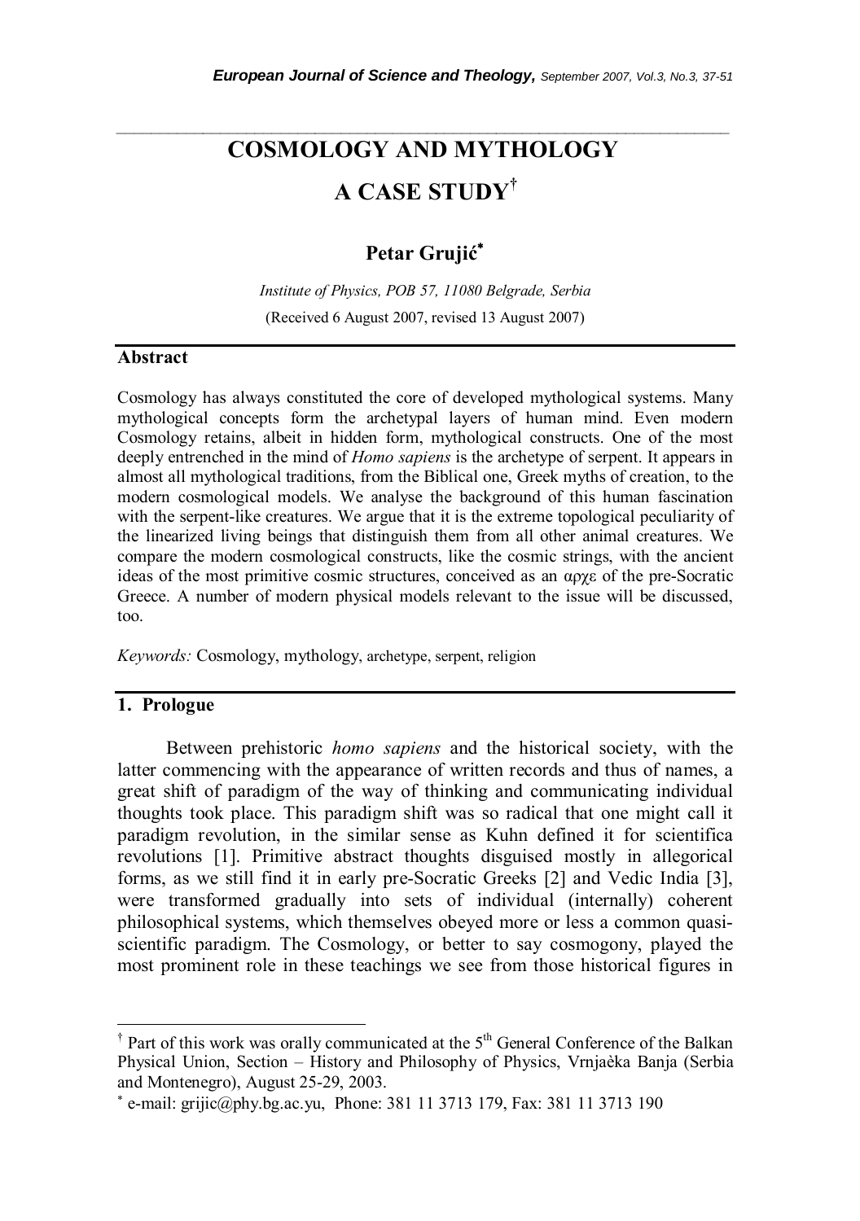# COSMOLOGY AND MYTHOLOGY A CASE STUDY[†]

## Petar Grujić[*]

*Institute of Physics, POB 57, 11080 Belgrade, Serbia*

(Received 6 August 2007, revised 13 August 2007)

## Abstract

Cosmology has always constituted the core of developed mythological systems. Many mythological concepts form the archetypal layers of human mind. Even modern Cosmology retains, albeit in hidden form, mythological constructs. One of the most deeply entrenched in the mind of *Homo sapiens* is the archetype of serpent. It appears in almost all mythological traditions, from the Biblical one, Greek myths of creation, to the modern cosmological models. We analyse the background of this human fascination with the serpent-like creatures. We argue that it is the extreme topological peculiarity of the linearized living beings that distinguish them from all other animal creatures. We compare the modern cosmological constructs, like the cosmic strings, with the ancient ideas of the most primitive cosmic structures, conceived as an αρχε of the pre-Socratic Greece. A number of modern physical models relevant to the issue will be discussed, too.

*Keywords:* Cosmology, mythology, archetype, serpent, religion

## 1. Prologue

Between prehistoric *homo sapiens* and the historical society, with the latter commencing with the appearance of written records and thus of names, a great shift of paradigm of the way of thinking and communicating individual thoughts took place. This paradigm shift was so radical that one might call it paradigm revolution, in the similar sense as Kuhn defined it for scientifica revolutions [1]. Primitive abstract thoughts disguised mostly in allegorical forms, as we still find it in early pre-Socratic Greeks [2] and Vedic India [3], were transformed gradually into sets of individual (internally) coherent philosophical systems, which themselves obeyed more or less a common quasi-scientific paradigm. The Cosmology, or better to say cosmogony, played the most prominent role in these teachings we see from those historical figures in

---

[†] Part of this work was orally communicated at the 5[th] General Conference of the Balkan Physical Union, Section – History and Philosophy of Physics, Vrnjaèka Banja (Serbia and Montenegro), August 25-29, 2003.

[*] e-mail: grijic@phy.bg.ac.yu, Phone: 381 11 3713 179, Fax: 381 11 3713 190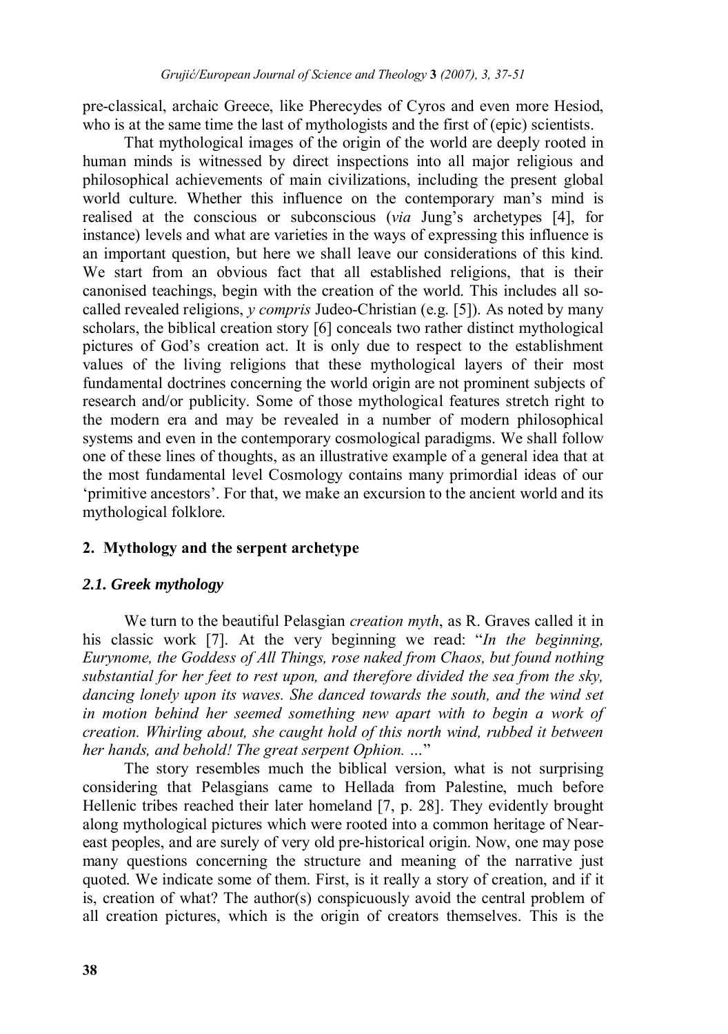pre-classical, archaic Greece, like Pherecydes of Cyros and even more Hesiod, who is at the same time the last of mythologists and the first of (epic) scientists.

That mythological images of the origin of the world are deeply rooted in human minds is witnessed by direct inspections into all major religious and philosophical achievements of main civilizations, including the present global world culture. Whether this influence on the contemporary man's mind is realised at the conscious or subconscious (*via* Jung's archetypes [4], for instance) levels and what are varieties in the ways of expressing this influence is an important question, but here we shall leave our considerations of this kind. We start from an obvious fact that all established religions, that is their canonised teachings, begin with the creation of the world. This includes all so-called revealed religions, *y compris* Judeo-Christian (e.g. [5]). As noted by many scholars, the biblical creation story [6] conceals two rather distinct mythological pictures of God's creation act. It is only due to respect to the establishment values of the living religions that these mythological layers of their most fundamental doctrines concerning the world origin are not prominent subjects of research and/or publicity. Some of those mythological features stretch right to the modern era and may be revealed in a number of modern philosophical systems and even in the contemporary cosmological paradigms. We shall follow one of these lines of thoughts, as an illustrative example of a general idea that at the most fundamental level Cosmology contains many primordial ideas of our 'primitive ancestors'. For that, we make an excursion to the ancient world and its mythological folklore.

## 2. Mythology and the serpent archetype

### *2.1. Greek mythology*

We turn to the beautiful Pelasgian *creation myth*, as R. Graves called it in his classic work [7]. At the very beginning we read: "*In the beginning, Eurynome, the Goddess of All Things, rose naked from Chaos, but found nothing substantial for her feet to rest upon, and therefore divided the sea from the sky, dancing lonely upon its waves. She danced towards the south, and the wind set in motion behind her seemed something new apart with to begin a work of creation. Whirling about, she caught hold of this north wind, rubbed it between her hands, and behold! The great serpent Ophion. …*"

The story resembles much the biblical version, what is not surprising considering that Pelasgians came to Hellada from Palestine, much before Hellenic tribes reached their later homeland [7, p. 28]. They evidently brought along mythological pictures which were rooted into a common heritage of Near-east peoples, and are surely of very old pre-historical origin. Now, one may pose many questions concerning the structure and meaning of the narrative just quoted. We indicate some of them. First, is it really a story of creation, and if it is, creation of what? The author(s) conspicuously avoid the central problem of all creation pictures, which is the origin of creators themselves. This is the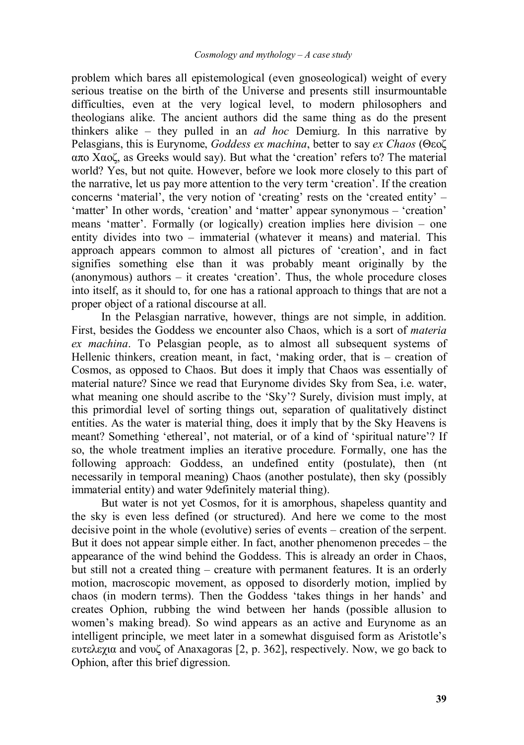problem which bares all epistemological (even gnoseological) weight of every serious treatise on the birth of the Universe and presents still insurmountable difficulties, even at the very logical level, to modern philosophers and theologians alike. The ancient authors did the same thing as do the present thinkers alike – they pulled in an *ad hoc* Demiurg. In this narrative by Pelasgians, this is Eurynome, *Goddess ex machina*, better to say *ex Chaos* (Θεοζ απο Χαοζ, as Greeks would say). But what the 'creation' refers to? The material world? Yes, but not quite. However, before we look more closely to this part of the narrative, let us pay more attention to the very term 'creation'. If the creation concerns 'material', the very notion of 'creating' rests on the 'created entity' – 'matter' In other words, 'creation' and 'matter' appear synonymous – 'creation' means 'matter'. Formally (or logically) creation implies here division – one entity divides into two – immaterial (whatever it means) and material. This approach appears common to almost all pictures of 'creation', and in fact signifies something else than it was probably meant originally by the (anonymous) authors – it creates 'creation'. Thus, the whole procedure closes into itself, as it should to, for one has a rational approach to things that are not a proper object of a rational discourse at all.

In the Pelasgian narrative, however, things are not simple, in addition. First, besides the Goddess we encounter also Chaos, which is a sort of *materia ex machina*. To Pelasgian people, as to almost all subsequent systems of Hellenic thinkers, creation meant, in fact, 'making order, that is – creation of Cosmos, as opposed to Chaos. But does it imply that Chaos was essentially of material nature? Since we read that Eurynome divides Sky from Sea, i.e. water, what meaning one should ascribe to the 'Sky'? Surely, division must imply, at this primordial level of sorting things out, separation of qualitatively distinct entities. As the water is material thing, does it imply that by the Sky Heavens is meant? Something 'ethereal', not material, or of a kind of 'spiritual nature'? If so, the whole treatment implies an iterative procedure. Formally, one has the following approach: Goddess, an undefined entity (postulate), then (nt necessarily in temporal meaning) Chaos (another postulate), then sky (possibly immaterial entity) and water 9definitely material thing).

But water is not yet Cosmos, for it is amorphous, shapeless quantity and the sky is even less defined (or structured). And here we come to the most decisive point in the whole (evolutive) series of events – creation of the serpent. But it does not appear simple either. In fact, another phenomenon precedes – the appearance of the wind behind the Goddess. This is already an order in Chaos, but still not a created thing – creature with permanent features. It is an orderly motion, macroscopic movement, as opposed to disorderly motion, implied by chaos (in modern terms). Then the Goddess 'takes things in her hands' and creates Ophion, rubbing the wind between her hands (possible allusion to women's making bread). So wind appears as an active and Eurynome as an intelligent principle, we meet later in a somewhat disguised form as Aristotle's ευτελεχια and νουζ of Anaxagoras [2, p. 362], respectively. Now, we go back to Ophion, after this brief digression.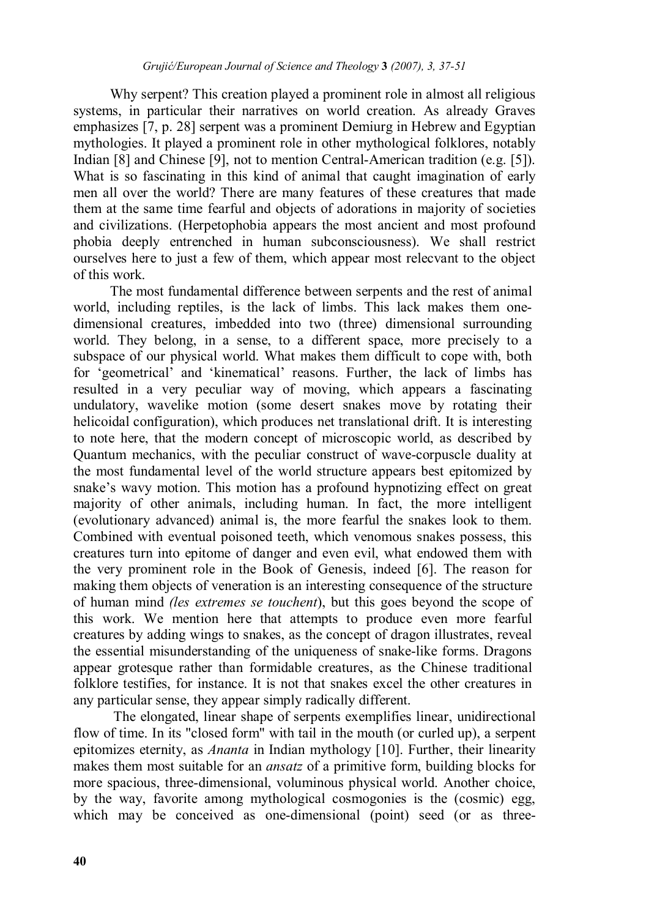Why serpent? This creation played a prominent role in almost all religious systems, in particular their narratives on world creation. As already Graves emphasizes [7, p. 28] serpent was a prominent Demiurg in Hebrew and Egyptian mythologies. It played a prominent role in other mythological folklores, notably Indian [8] and Chinese [9], not to mention Central-American tradition (e.g. [5]). What is so fascinating in this kind of animal that caught imagination of early men all over the world? There are many features of these creatures that made them at the same time fearful and objects of adorations in majority of societies and civilizations. (Herpetophobia appears the most ancient and most profound phobia deeply entrenched in human subconsciousness). We shall restrict ourselves here to just a few of them, which appear most relecvant to the object of this work.

The most fundamental difference between serpents and the rest of animal world, including reptiles, is the lack of limbs. This lack makes them one-dimensional creatures, imbedded into two (three) dimensional surrounding world. They belong, in a sense, to a different space, more precisely to a subspace of our physical world. What makes them difficult to cope with, both for 'geometrical' and 'kinematical' reasons. Further, the lack of limbs has resulted in a very peculiar way of moving, which appears a fascinating undulatory, wavelike motion (some desert snakes move by rotating their helicoidal configuration), which produces net translational drift. It is interesting to note here, that the modern concept of microscopic world, as described by Quantum mechanics, with the peculiar construct of wave-corpuscle duality at the most fundamental level of the world structure appears best epitomized by snake's wavy motion. This motion has a profound hypnotizing effect on great majority of other animals, including human. In fact, the more intelligent (evolutionary advanced) animal is, the more fearful the snakes look to them. Combined with eventual poisoned teeth, which venomous snakes possess, this creatures turn into epitome of danger and even evil, what endowed them with the very prominent role in the Book of Genesis, indeed [6]. The reason for making them objects of veneration is an interesting consequence of the structure of human mind *(les extremes se touchent*), but this goes beyond the scope of this work. We mention here that attempts to produce even more fearful creatures by adding wings to snakes, as the concept of dragon illustrates, reveal the essential misunderstanding of the uniqueness of snake-like forms. Dragons appear grotesque rather than formidable creatures, as the Chinese traditional folklore testifies, for instance. It is not that snakes excel the other creatures in any particular sense, they appear simply radically different.

The elongated, linear shape of serpents exemplifies linear, unidirectional flow of time. In its "closed form" with tail in the mouth (or curled up), a serpent epitomizes eternity, as *Ananta* in Indian mythology [10]. Further, their linearity makes them most suitable for an *ansatz* of a primitive form, building blocks for more spacious, three-dimensional, voluminous physical world. Another choice, by the way, favorite among mythological cosmogonies is the (cosmic) egg, which may be conceived as one-dimensional (point) seed (or as three-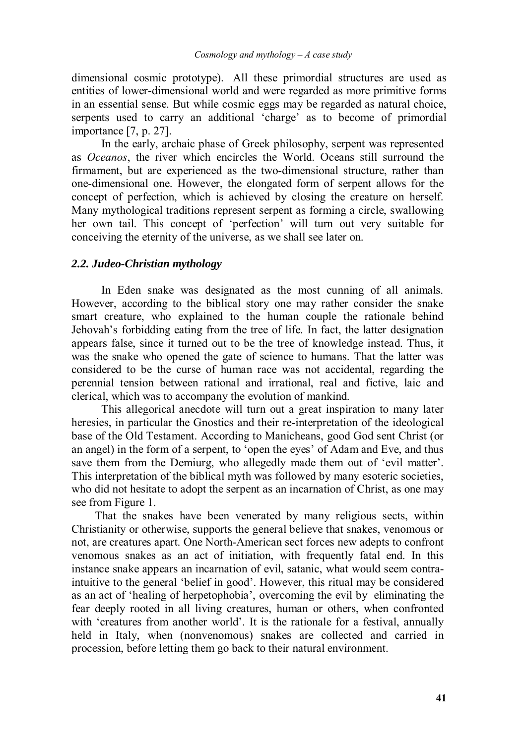dimensional cosmic prototype). All these primordial structures are used as entities of lower-dimensional world and were regarded as more primitive forms in an essential sense. But while cosmic eggs may be regarded as natural choice, serpents used to carry an additional 'charge' as to become of primordial importance [7, p. 27].

In the early, archaic phase of Greek philosophy, serpent was represented as *Oceanos*, the river which encircles the World. Oceans still surround the firmament, but are experienced as the two-dimensional structure, rather than one-dimensional one. However, the elongated form of serpent allows for the concept of perfection, which is achieved by closing the creature on herself. Many mythological traditions represent serpent as forming a circle, swallowing her own tail. This concept of 'perfection' will turn out very suitable for conceiving the eternity of the universe, as we shall see later on.

### *2.2. Judeo-Christian mythology*

In Eden snake was designated as the most cunning of all animals. However, according to the biblical story one may rather consider the snake smart creature, who explained to the human couple the rationale behind Jehovah's forbidding eating from the tree of life. In fact, the latter designation appears false, since it turned out to be the tree of knowledge instead. Thus, it was the snake who opened the gate of science to humans. That the latter was considered to be the curse of human race was not accidental, regarding the perennial tension between rational and irrational, real and fictive, laic and clerical, which was to accompany the evolution of mankind.

This allegorical anecdote will turn out a great inspiration to many later heresies, in particular the Gnostics and their re-interpretation of the ideological base of the Old Testament. According to Manicheans, good God sent Christ (or an angel) in the form of a serpent, to 'open the eyes' of Adam and Eve, and thus save them from the Demiurg, who allegedly made them out of 'evil matter'. This interpretation of the biblical myth was followed by many esoteric societies, who did not hesitate to adopt the serpent as an incarnation of Christ, as one may see from Figure 1.

That the snakes have been venerated by many religious sects, within Christianity or otherwise, supports the general believe that snakes, venomous or not, are creatures apart. One North-American sect forces new adepts to confront venomous snakes as an act of initiation, with frequently fatal end. In this instance snake appears an incarnation of evil, satanic, what would seem contra-intuitive to the general 'belief in good'. However, this ritual may be considered as an act of 'healing of herpetophobia', overcoming the evil by eliminating the fear deeply rooted in all living creatures, human or others, when confronted with 'creatures from another world'. It is the rationale for a festival, annually held in Italy, when (nonvenomous) snakes are collected and carried in procession, before letting them go back to their natural environment.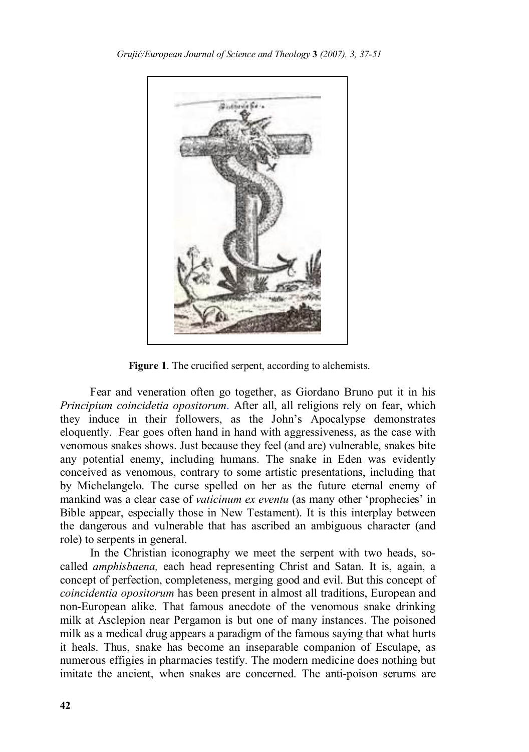**Figure 1**. The crucified serpent, according to alchemists.

Fear and veneration often go together, as Giordano Bruno put it in his *Principium coincidetia opositorum*. After all, all religions rely on fear, which they induce in their followers, as the John's Apocalypse demonstrates eloquently. Fear goes often hand in hand with aggressiveness, as the case with venomous snakes shows. Just because they feel (and are) vulnerable, snakes bite any potential enemy, including humans. The snake in Eden was evidently conceived as venomous, contrary to some artistic presentations, including that by Michelangelo. The curse spelled on her as the future eternal enemy of mankind was a clear case of *vaticinum ex eventu* (as many other 'prophecies' in Bible appear, especially those in New Testament). It is this interplay between the dangerous and vulnerable that has ascribed an ambiguous character (and role) to serpents in general.

In the Christian iconography we meet the serpent with two heads, so-called *amphisbaena,* each head representing Christ and Satan. It is, again, a concept of perfection, completeness, merging good and evil. But this concept of *coincidentia opositorum* has been present in almost all traditions, European and non-European alike. That famous anecdote of the venomous snake drinking milk at Asclepion near Pergamon is but one of many instances. The poisoned milk as a medical drug appears a paradigm of the famous saying that what hurts it heals. Thus, snake has become an inseparable companion of Esculape, as numerous effigies in pharmacies testify. The modern medicine does nothing but imitate the ancient, when snakes are concerned. The anti-poison serums are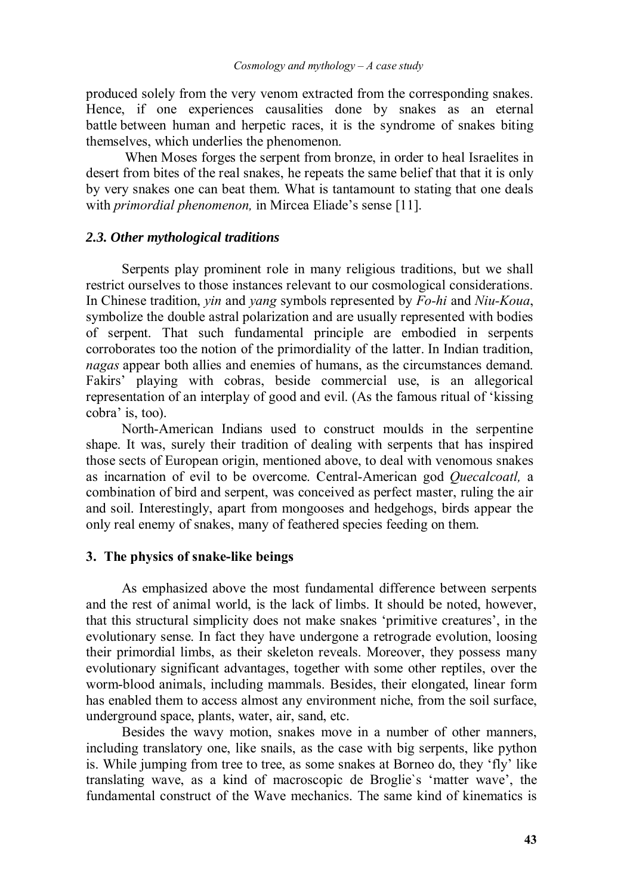produced solely from the very venom extracted from the corresponding snakes. Hence, if one experiences causalities done by snakes as an eternal battle between human and herpetic races, it is the syndrome of snakes biting themselves, which underlies the phenomenon.

When Moses forges the serpent from bronze, in order to heal Israelites in desert from bites of the real snakes, he repeats the same belief that that it is only by very snakes one can beat them. What is tantamount to stating that one deals with *primordial phenomenon,* in Mircea Eliade's sense [11].

### *2.3. Other mythological traditions*

Serpents play prominent role in many religious traditions, but we shall restrict ourselves to those instances relevant to our cosmological considerations. In Chinese tradition, *yin* and *yang* symbols represented by *Fo-hi* and *Niu-Koua*, symbolize the double astral polarization and are usually represented with bodies of serpent. That such fundamental principle are embodied in serpents corroborates too the notion of the primordiality of the latter. In Indian tradition, *nagas* appear both allies and enemies of humans, as the circumstances demand. Fakirs' playing with cobras, beside commercial use, is an allegorical representation of an interplay of good and evil. (As the famous ritual of 'kissing cobra' is, too).

North-American Indians used to construct moulds in the serpentine shape. It was, surely their tradition of dealing with serpents that has inspired those sects of European origin, mentioned above, to deal with venomous snakes as incarnation of evil to be overcome. Central-American god *Quecalcoatl,* a combination of bird and serpent, was conceived as perfect master, ruling the air and soil. Interestingly, apart from mongooses and hedgehogs, birds appear the only real enemy of snakes, many of feathered species feeding on them.

## **3. The physics of snake-like beings**

As emphasized above the most fundamental difference between serpents and the rest of animal world, is the lack of limbs. It should be noted, however, that this structural simplicity does not make snakes 'primitive creatures', in the evolutionary sense. In fact they have undergone a retrograde evolution, loosing their primordial limbs, as their skeleton reveals. Moreover, they possess many evolutionary significant advantages, together with some other reptiles, over the worm-blood animals, including mammals. Besides, their elongated, linear form has enabled them to access almost any environment niche, from the soil surface, underground space, plants, water, air, sand, etc.

Besides the wavy motion, snakes move in a number of other manners, including translatory one, like snails, as the case with big serpents, like python is. While jumping from tree to tree, as some snakes at Borneo do, they 'fly' like translating wave, as a kind of macroscopic de Broglie`s 'matter wave', the fundamental construct of the Wave mechanics. The same kind of kinematics is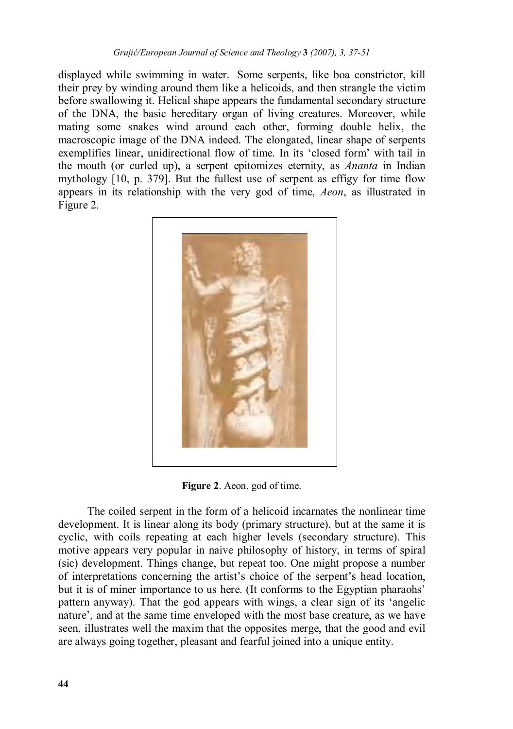displayed while swimming in water. Some serpents, like boa constrictor, kill their prey by winding around them like a helicoids, and then strangle the victim before swallowing it. Helical shape appears the fundamental secondary structure of the DNA, the basic hereditary organ of living creatures. Moreover, while mating some snakes wind around each other, forming double helix, the macroscopic image of the DNA indeed. The elongated, linear shape of serpents exemplifies linear, unidirectional flow of time. In its 'closed form' with tail in the mouth (or curled up), a serpent epitomizes eternity, as *Ananta* in Indian mythology [10, p. 379]. But the fullest use of serpent as effigy for time flow appears in its relationship with the very god of time, *Aeon*, as illustrated in Figure 2.

**Figure 2**. Aeon, god of time.

The coiled serpent in the form of a helicoid incarnates the nonlinear time development. It is linear along its body (primary structure), but at the same it is cyclic, with coils repeating at each higher levels (secondary structure). This motive appears very popular in naive philosophy of history, in terms of spiral (sic) development. Things change, but repeat too. One might propose a number of interpretations concerning the artist's choice of the serpent's head location, but it is of miner importance to us here. (It conforms to the Egyptian pharaohs' pattern anyway). That the god appears with wings, a clear sign of its 'angelic nature', and at the same time enveloped with the most base creature, as we have seen, illustrates well the maxim that the opposites merge, that the good and evil are always going together, pleasant and fearful joined into a unique entity.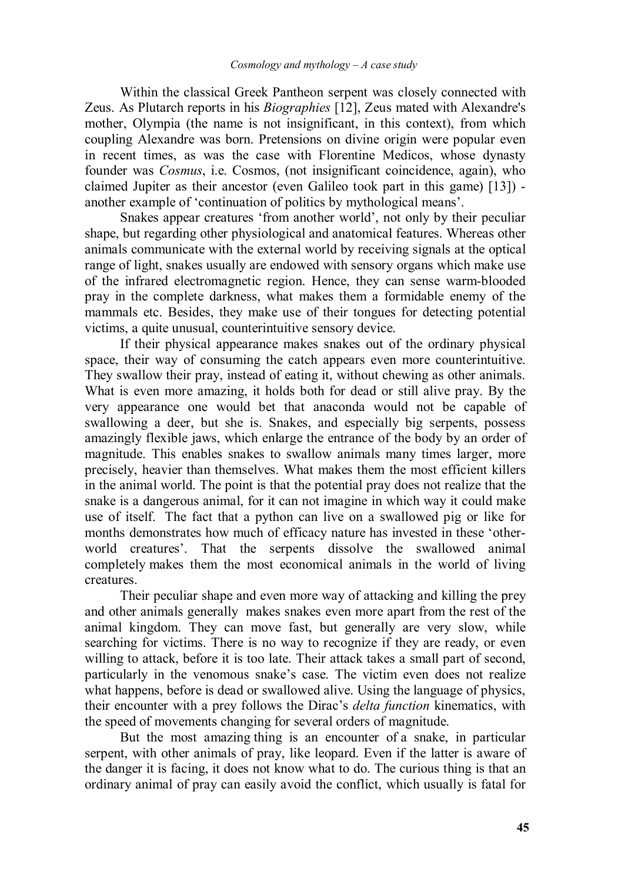Within the classical Greek Pantheon serpent was closely connected with Zeus. As Plutarch reports in his *Biographies* [12], Zeus mated with Alexandre's mother, Olympia (the name is not insignificant, in this context), from which coupling Alexandre was born. Pretensions on divine origin were popular even in recent times, as was the case with Florentine Medicos, whose dynasty founder was *Cosmus*, i.e. Cosmos, (not insignificant coincidence, again), who claimed Jupiter as their ancestor (even Galileo took part in this game) [13]) - another example of 'continuation of politics by mythological means'.

Snakes appear creatures 'from another world', not only by their peculiar shape, but regarding other physiological and anatomical features. Whereas other animals communicate with the external world by receiving signals at the optical range of light, snakes usually are endowed with sensory organs which make use of the infrared electromagnetic region. Hence, they can sense warm-blooded pray in the complete darkness, what makes them a formidable enemy of the mammals etc. Besides, they make use of their tongues for detecting potential victims, a quite unusual, counterintuitive sensory device.

If their physical appearance makes snakes out of the ordinary physical space, their way of consuming the catch appears even more counterintuitive. They swallow their pray, instead of eating it, without chewing as other animals. What is even more amazing, it holds both for dead or still alive pray. By the very appearance one would bet that anaconda would not be capable of swallowing a deer, but she is. Snakes, and especially big serpents, possess amazingly flexible jaws, which enlarge the entrance of the body by an order of magnitude. This enables snakes to swallow animals many times larger, more precisely, heavier than themselves. What makes them the most efficient killers in the animal world. The point is that the potential pray does not realize that the snake is a dangerous animal, for it can not imagine in which way it could make use of itself. The fact that a python can live on a swallowed pig or like for months demonstrates how much of efficacy nature has invested in these 'other-world creatures'. That the serpents dissolve the swallowed animal completely makes them the most economical animals in the world of living creatures.

Their peculiar shape and even more way of attacking and killing the prey and other animals generally makes snakes even more apart from the rest of the animal kingdom. They can move fast, but generally are very slow, while searching for victims. There is no way to recognize if they are ready, or even willing to attack, before it is too late. Their attack takes a small part of second, particularly in the venomous snake's case. The victim even does not realize what happens, before is dead or swallowed alive. Using the language of physics, their encounter with a prey follows the Dirac's *delta function* kinematics, with the speed of movements changing for several orders of magnitude.

But the most amazing thing is an encounter of a snake, in particular serpent, with other animals of pray, like leopard. Even if the latter is aware of the danger it is facing, it does not know what to do. The curious thing is that an ordinary animal of pray can easily avoid the conflict, which usually is fatal for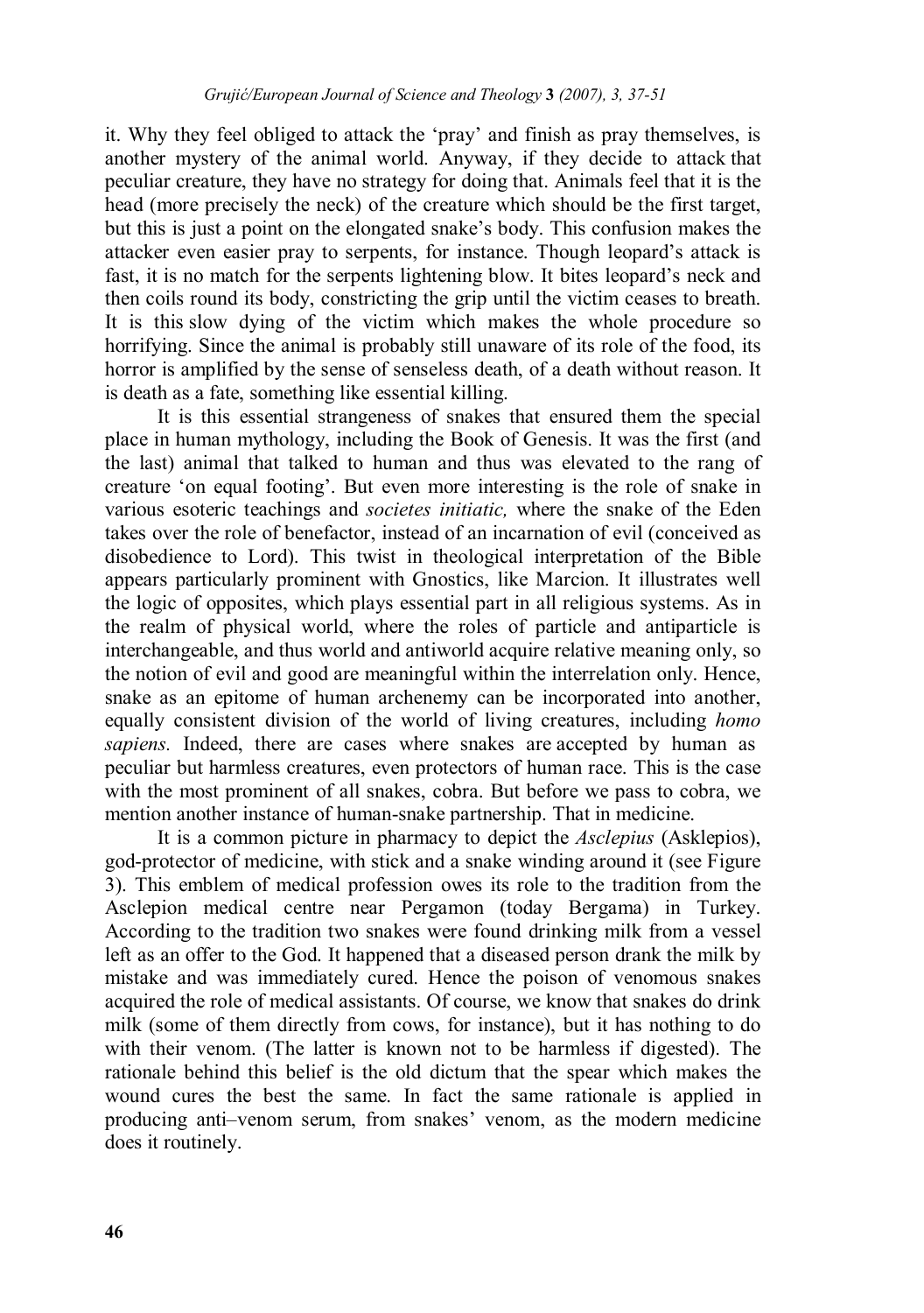it. Why they feel obliged to attack the 'pray' and finish as pray themselves, is another mystery of the animal world. Anyway, if they decide to attack that peculiar creature, they have no strategy for doing that. Animals feel that it is the head (more precisely the neck) of the creature which should be the first target, but this is just a point on the elongated snake's body. This confusion makes the attacker even easier pray to serpents, for instance. Though leopard's attack is fast, it is no match for the serpents lightening blow. It bites leopard's neck and then coils round its body, constricting the grip until the victim ceases to breath. It is this slow dying of the victim which makes the whole procedure so horrifying. Since the animal is probably still unaware of its role of the food, its horror is amplified by the sense of senseless death, of a death without reason. It is death as a fate, something like essential killing.

It is this essential strangeness of snakes that ensured them the special place in human mythology, including the Book of Genesis. It was the first (and the last) animal that talked to human and thus was elevated to the rang of creature 'on equal footing'. But even more interesting is the role of snake in various esoteric teachings and *societes initiatic,* where the snake of the Eden takes over the role of benefactor, instead of an incarnation of evil (conceived as disobedience to Lord). This twist in theological interpretation of the Bible appears particularly prominent with Gnostics, like Marcion. It illustrates well the logic of opposites, which plays essential part in all religious systems. As in the realm of physical world, where the roles of particle and antiparticle is interchangeable, and thus world and antiworld acquire relative meaning only, so the notion of evil and good are meaningful within the interrelation only. Hence, snake as an epitome of human archenemy can be incorporated into another, equally consistent division of the world of living creatures, including *homo sapiens.* Indeed, there are cases where snakes are accepted by human as peculiar but harmless creatures, even protectors of human race. This is the case with the most prominent of all snakes, cobra. But before we pass to cobra, we mention another instance of human-snake partnership. That in medicine.

It is a common picture in pharmacy to depict the *Asclepius* (Asklepios), god-protector of medicine, with stick and a snake winding around it (see Figure 3). This emblem of medical profession owes its role to the tradition from the Asclepion medical centre near Pergamon (today Bergama) in Turkey. According to the tradition two snakes were found drinking milk from a vessel left as an offer to the God. It happened that a diseased person drank the milk by mistake and was immediately cured. Hence the poison of venomous snakes acquired the role of medical assistants. Of course, we know that snakes do drink milk (some of them directly from cows, for instance), but it has nothing to do with their venom. (The latter is known not to be harmless if digested). The rationale behind this belief is the old dictum that the spear which makes the wound cures the best the same. In fact the same rationale is applied in producing anti–venom serum, from snakes' venom, as the modern medicine does it routinely.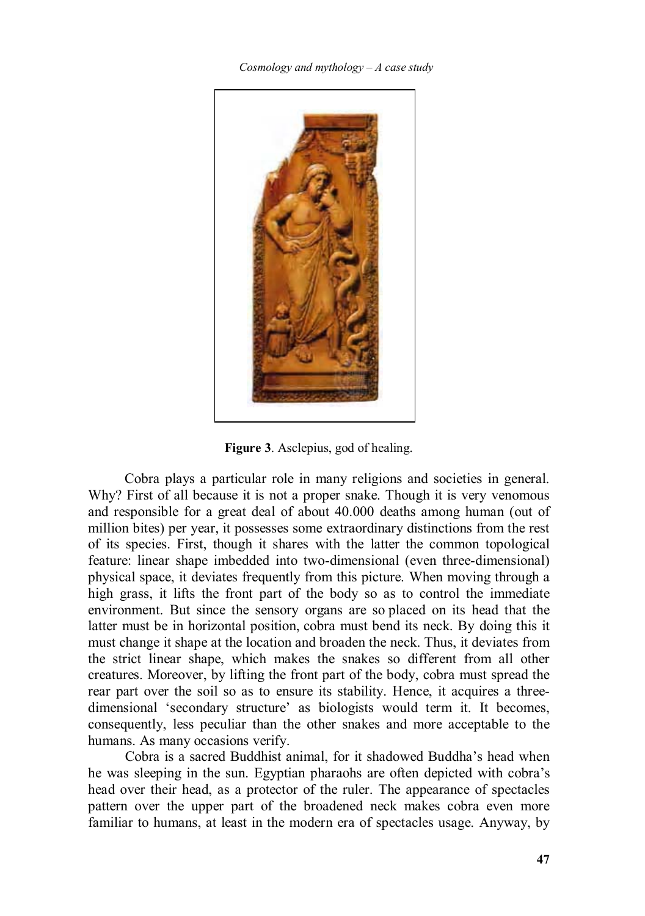**Figure 3**. Asclepius, god of healing.

Cobra plays a particular role in many religions and societies in general. Why? First of all because it is not a proper snake. Though it is very venomous and responsible for a great deal of about 40.000 deaths among human (out of million bites) per year, it possesses some extraordinary distinctions from the rest of its species. First, though it shares with the latter the common topological feature: linear shape imbedded into two-dimensional (even three-dimensional) physical space, it deviates frequently from this picture. When moving through a high grass, it lifts the front part of the body so as to control the immediate environment. But since the sensory organs are so placed on its head that the latter must be in horizontal position, cobra must bend its neck. By doing this it must change it shape at the location and broaden the neck. Thus, it deviates from the strict linear shape, which makes the snakes so different from all other creatures. Moreover, by lifting the front part of the body, cobra must spread the rear part over the soil so as to ensure its stability. Hence, it acquires a three-dimensional 'secondary structure' as biologists would term it. It becomes, consequently, less peculiar than the other snakes and more acceptable to the humans. As many occasions verify.

Cobra is a sacred Buddhist animal, for it shadowed Buddha's head when he was sleeping in the sun. Egyptian pharaohs are often depicted with cobra's head over their head, as a protector of the ruler. The appearance of spectacles pattern over the upper part of the broadened neck makes cobra even more familiar to humans, at least in the modern era of spectacles usage. Anyway, by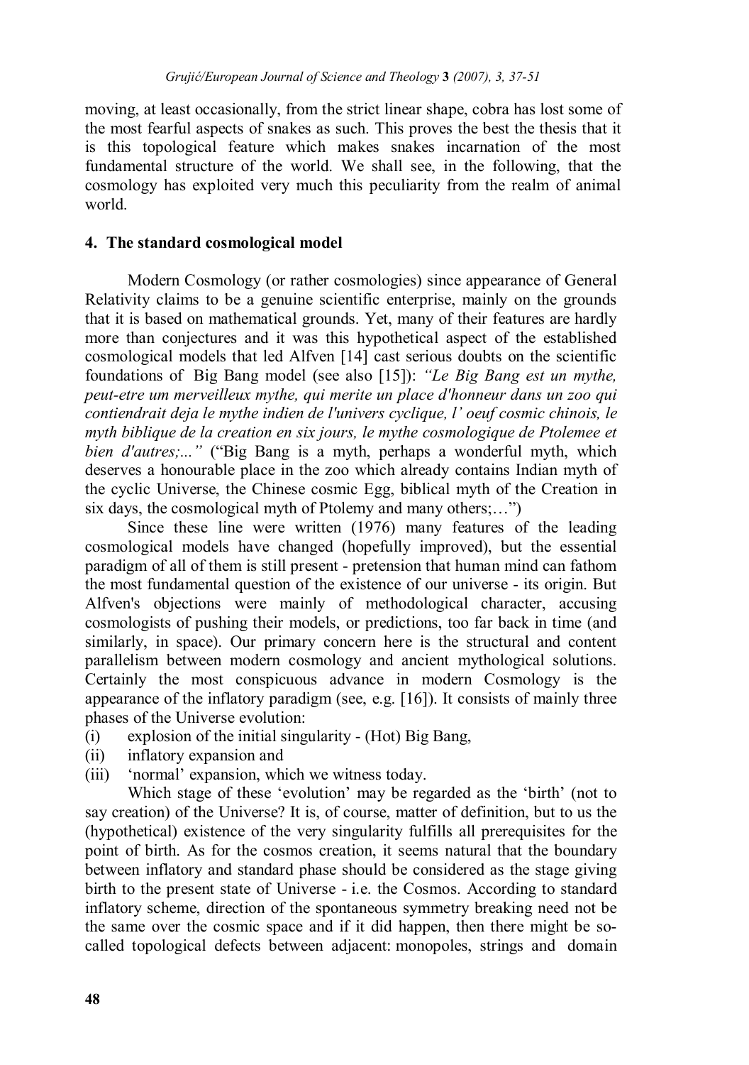moving, at least occasionally, from the strict linear shape, cobra has lost some of the most fearful aspects of snakes as such. This proves the best the thesis that it is this topological feature which makes snakes incarnation of the most fundamental structure of the world. We shall see, in the following, that the cosmology has exploited very much this peculiarity from the realm of animal world.

## 4. The standard cosmological model

Modern Cosmology (or rather cosmologies) since appearance of General Relativity claims to be a genuine scientific enterprise, mainly on the grounds that it is based on mathematical grounds. Yet, many of their features are hardly more than conjectures and it was this hypothetical aspect of the established cosmological models that led Alfven [14] cast serious doubts on the scientific foundations of Big Bang model (see also [15]): *"Le Big Bang est un mythe, peut-etre um merveilleux mythe, qui merite un place d'honneur dans un zoo qui contiendrait deja le mythe indien de l'univers cyclique, l' oeuf cosmic chinois, le myth biblique de la creation en six jours, le mythe cosmologique de Ptolemee et bien d'autres;..."* ("Big Bang is a myth, perhaps a wonderful myth, which deserves a honourable place in the zoo which already contains Indian myth of the cyclic Universe, the Chinese cosmic Egg, biblical myth of the Creation in six days, the cosmological myth of Ptolemy and many others;…")

Since these line were written (1976) many features of the leading cosmological models have changed (hopefully improved), but the essential paradigm of all of them is still present - pretension that human mind can fathom the most fundamental question of the existence of our universe - its origin. But Alfven's objections were mainly of methodological character, accusing cosmologists of pushing their models, or predictions, too far back in time (and similarly, in space). Our primary concern here is the structural and content parallelism between modern cosmology and ancient mythological solutions. Certainly the most conspicuous advance in modern Cosmology is the appearance of the inflatory paradigm (see, e.g. [16]). It consists of mainly three phases of the Universe evolution:

(i) explosion of the initial singularity - (Hot) Big Bang,
(ii) inflatory expansion and
(iii) 'normal' expansion, which we witness today.

Which stage of these 'evolution' may be regarded as the 'birth' (not to say creation) of the Universe? It is, of course, matter of definition, but to us the (hypothetical) existence of the very singularity fulfills all prerequisites for the point of birth. As for the cosmos creation, it seems natural that the boundary between inflatory and standard phase should be considered as the stage giving birth to the present state of Universe - i.e. the Cosmos. According to standard inflatory scheme, direction of the spontaneous symmetry breaking need not be the same over the cosmic space and if it did happen, then there might be so-called topological defects between adjacent: monopoles, strings and domain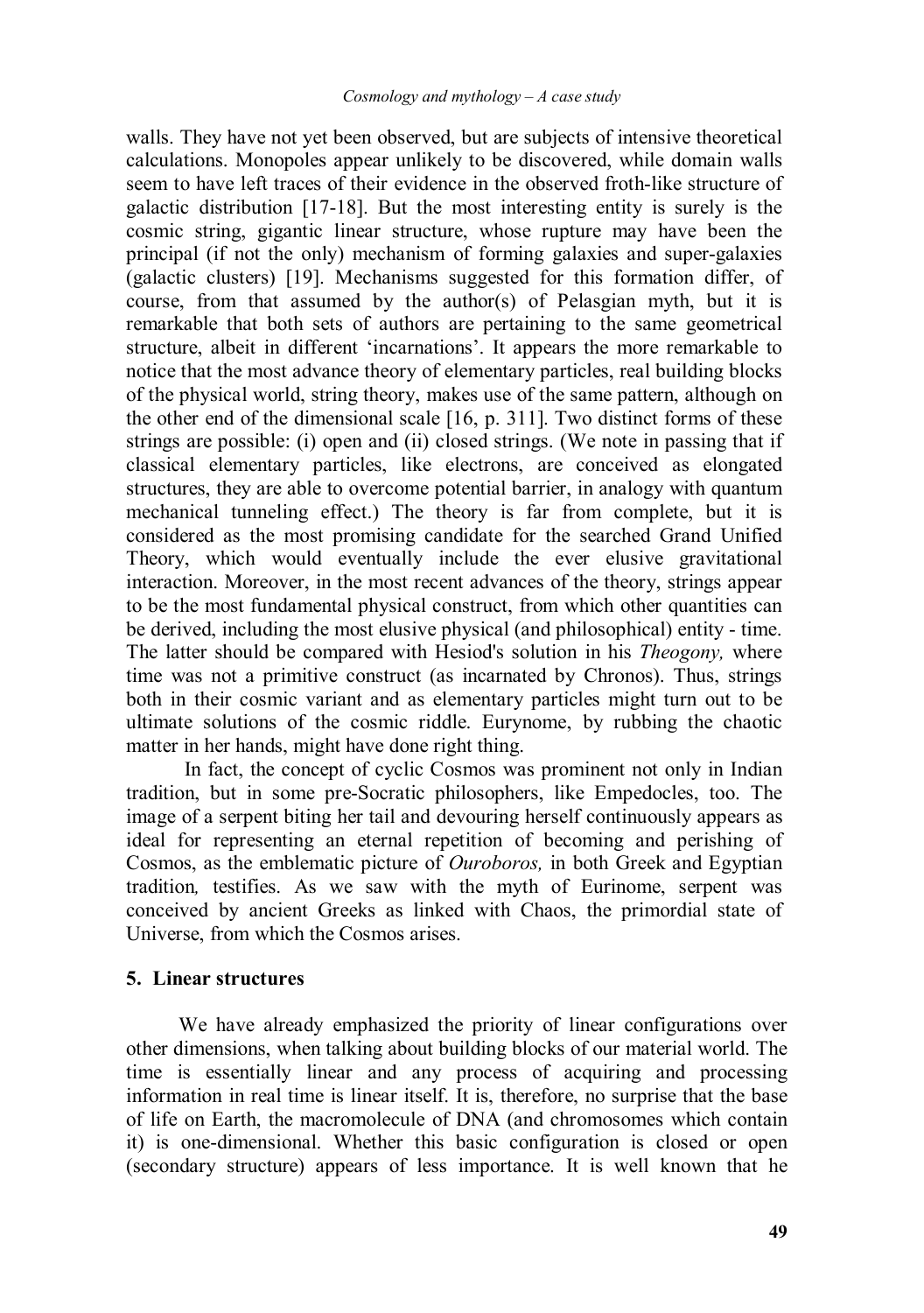walls. They have not yet been observed, but are subjects of intensive theoretical calculations. Monopoles appear unlikely to be discovered, while domain walls seem to have left traces of their evidence in the observed froth-like structure of galactic distribution [17-18]. But the most interesting entity is surely is the cosmic string, gigantic linear structure, whose rupture may have been the principal (if not the only) mechanism of forming galaxies and super-galaxies (galactic clusters) [19]. Mechanisms suggested for this formation differ, of course, from that assumed by the author(s) of Pelasgian myth, but it is remarkable that both sets of authors are pertaining to the same geometrical structure, albeit in different 'incarnations'. It appears the more remarkable to notice that the most advance theory of elementary particles, real building blocks of the physical world, string theory, makes use of the same pattern, although on the other end of the dimensional scale [16, p. 311]. Two distinct forms of these strings are possible: (i) open and (ii) closed strings. (We note in passing that if classical elementary particles, like electrons, are conceived as elongated structures, they are able to overcome potential barrier, in analogy with quantum mechanical tunneling effect.) The theory is far from complete, but it is considered as the most promising candidate for the searched Grand Unified Theory, which would eventually include the ever elusive gravitational interaction. Moreover, in the most recent advances of the theory, strings appear to be the most fundamental physical construct, from which other quantities can be derived, including the most elusive physical (and philosophical) entity - time. The latter should be compared with Hesiod's solution in his *Theogony,* where time was not a primitive construct (as incarnated by Chronos). Thus, strings both in their cosmic variant and as elementary particles might turn out to be ultimate solutions of the cosmic riddle. Eurynome, by rubbing the chaotic matter in her hands, might have done right thing.

In fact, the concept of cyclic Cosmos was prominent not only in Indian tradition, but in some pre-Socratic philosophers, like Empedocles, too. The image of a serpent biting her tail and devouring herself continuously appears as ideal for representing an eternal repetition of becoming and perishing of Cosmos, as the emblematic picture of *Ouroboros,* in both Greek and Egyptian tradition*,* testifies. As we saw with the myth of Eurinome, serpent was conceived by ancient Greeks as linked with Chaos, the primordial state of Universe, from which the Cosmos arises.

## 5. Linear structures

We have already emphasized the priority of linear configurations over other dimensions, when talking about building blocks of our material world. The time is essentially linear and any process of acquiring and processing information in real time is linear itself. It is, therefore, no surprise that the base of life on Earth, the macromolecule of DNA (and chromosomes which contain it) is one-dimensional. Whether this basic configuration is closed or open (secondary structure) appears of less importance. It is well known that he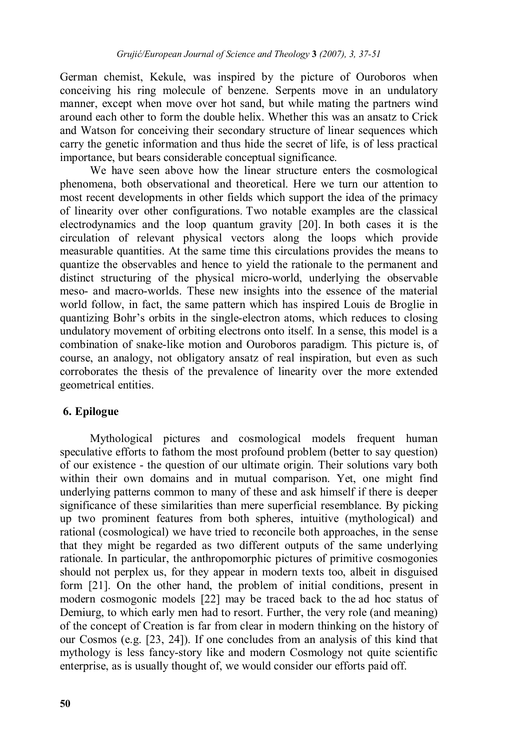German chemist, Kekule, was inspired by the picture of Ouroboros when conceiving his ring molecule of benzene. Serpents move in an undulatory manner, except when move over hot sand, but while mating the partners wind around each other to form the double helix. Whether this was an ansatz to Crick and Watson for conceiving their secondary structure of linear sequences which carry the genetic information and thus hide the secret of life, is of less practical importance, but bears considerable conceptual significance.

We have seen above how the linear structure enters the cosmological phenomena, both observational and theoretical. Here we turn our attention to most recent developments in other fields which support the idea of the primacy of linearity over other configurations. Two notable examples are the classical electrodynamics and the loop quantum gravity [20]. In both cases it is the circulation of relevant physical vectors along the loops which provide measurable quantities. At the same time this circulations provides the means to quantize the observables and hence to yield the rationale to the permanent and distinct structuring of the physical micro-world, underlying the observable meso- and macro-worlds. These new insights into the essence of the material world follow, in fact, the same pattern which has inspired Louis de Broglie in quantizing Bohr's orbits in the single-electron atoms, which reduces to closing undulatory movement of orbiting electrons onto itself. In a sense, this model is a combination of snake-like motion and Ouroboros paradigm. This picture is, of course, an analogy, not obligatory ansatz of real inspiration, but even as such corroborates the thesis of the prevalence of linearity over the more extended geometrical entities.

## 6. Epilogue

Mythological pictures and cosmological models frequent human speculative efforts to fathom the most profound problem (better to say question) of our existence - the question of our ultimate origin. Their solutions vary both within their own domains and in mutual comparison. Yet, one might find underlying patterns common to many of these and ask himself if there is deeper significance of these similarities than mere superficial resemblance. By picking up two prominent features from both spheres, intuitive (mythological) and rational (cosmological) we have tried to reconcile both approaches, in the sense that they might be regarded as two different outputs of the same underlying rationale. In particular, the anthropomorphic pictures of primitive cosmogonies should not perplex us, for they appear in modern texts too, albeit in disguised form [21]. On the other hand, the problem of initial conditions, present in modern cosmogonic models [22] may be traced back to the ad hoc status of Demiurg, to which early men had to resort. Further, the very role (and meaning) of the concept of Creation is far from clear in modern thinking on the history of our Cosmos (e.g. [23, 24]). If one concludes from an analysis of this kind that mythology is less fancy-story like and modern Cosmology not quite scientific enterprise, as is usually thought of, we would consider our efforts paid off.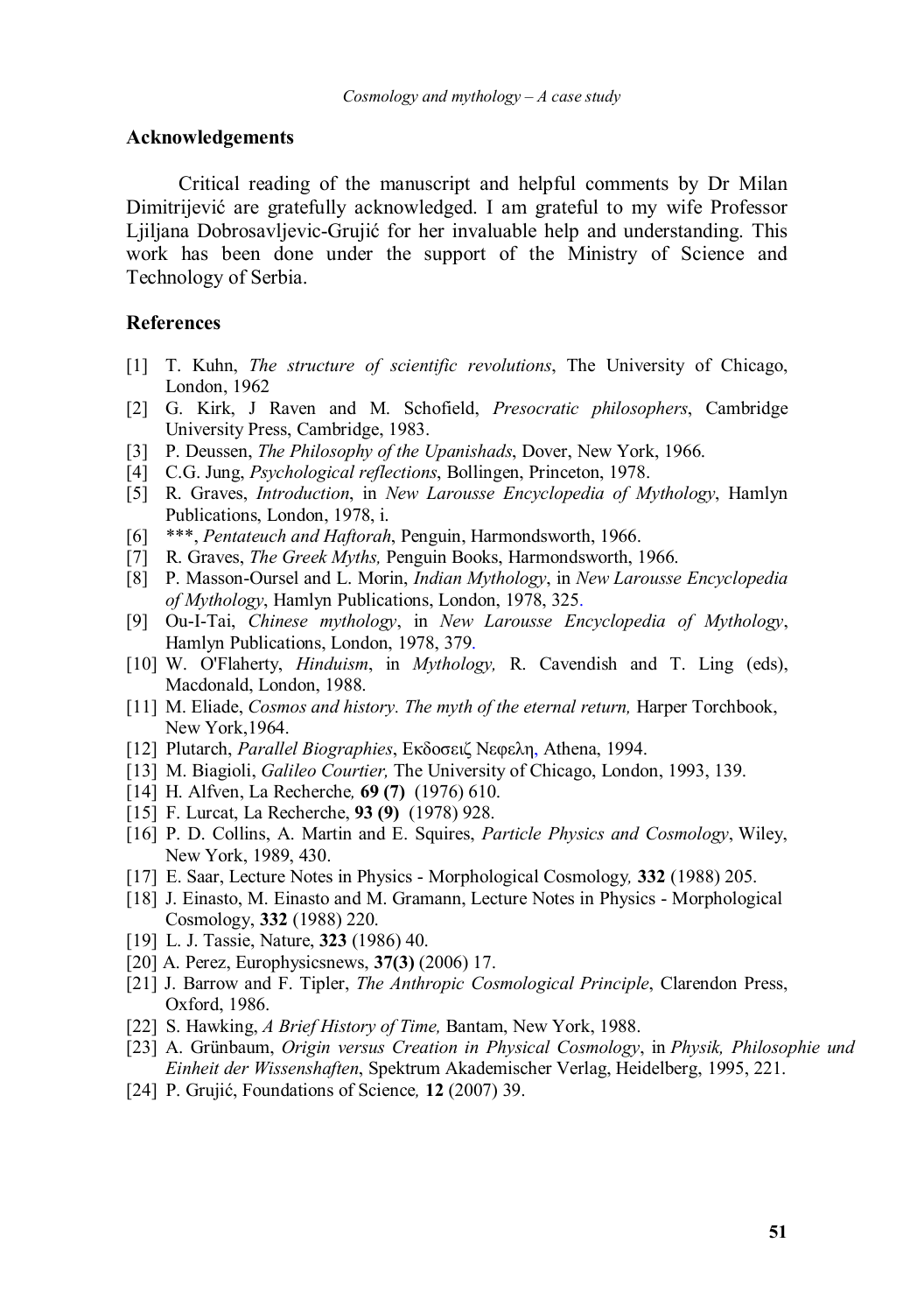## Acknowledgements

Critical reading of the manuscript and helpful comments by Dr Milan Dimitrijević are gratefully acknowledged. I am grateful to my wife Professor Ljiljana Dobrosavljevic-Grujić for her invaluable help and understanding. This work has been done under the support of the Ministry of Science and Technology of Serbia.

## References

- [1] T. Kuhn, *The structure of scientific revolutions*, The University of Chicago, London, 1962
- [2] G. Kirk, J Raven and M. Schofield, *Presocratic philosophers*, Cambridge University Press, Cambridge, 1983.
- [3] P. Deussen, *The Philosophy of the Upanishads*, Dover, New York, 1966.
- [4] C.G. Jung, *Psychological reflections*, Bollingen, Princeton, 1978.
- [5] R. Graves, *Introduction*, in *New Larousse Encyclopedia of Mythology*, Hamlyn Publications, London, 1978, i.
- [6] ***, *Pentateuch and Haftorah*, Penguin, Harmondsworth, 1966.
- [7] R. Graves, *The Greek Myths,* Penguin Books, Harmondsworth, 1966.
- [8] P. Masson-Oursel and L. Morin, *Indian Mythology*, in *New Larousse Encyclopedia of Mythology*, Hamlyn Publications, London, 1978, 325.
- [9] Ou-I-Tai, *Chinese mythology*, in *New Larousse Encyclopedia of Mythology*, Hamlyn Publications, London, 1978, 379.
- [10] W. O'Flaherty, *Hinduism*, in *Mythology,* R. Cavendish and T. Ling (eds), Macdonald, London, 1988.
- [11] M. Eliade, *Cosmos and history. The myth of the eternal return,* Harper Torchbook, New York,1964.
- [12] Plutarch, *Parallel Biographies*, Εκδοσειζ Νεφελη, Athena, 1994.
- [13] M. Biagioli, *Galileo Courtier,* The University of Chicago, London, 1993, 139.
- [14] H. Alfven, La Recherche*,* **69 (7)** (1976) 610.
- [15] F. Lurcat, La Recherche, **93 (9)** (1978) 928.
- [16] P. D. Collins, A. Martin and E. Squires, *Particle Physics and Cosmology*, Wiley, New York, 1989, 430.
- [17] E. Saar, Lecture Notes in Physics - Morphological Cosmology*,* **332** (1988) 205.
- [18] J. Einasto, M. Einasto and M. Gramann, Lecture Notes in Physics - Morphological Cosmology, **332** (1988) 220.
- [19] L. J. Tassie, Nature, **323** (1986) 40.
- [20] A. Perez, Europhysicsnews, **37(3)** (2006) 17.
- [21] J. Barrow and F. Tipler, *The Anthropic Cosmological Principle*, Clarendon Press, Oxford, 1986.
- [22] S. Hawking, *A Brief History of Time,* Bantam, New York, 1988.
- [23] A. Grünbaum, *Origin versus Creation in Physical Cosmology*, in *Physik, Philosophie und Einheit der Wissenshaften*, Spektrum Akademischer Verlag, Heidelberg, 1995, 221.
- [24] P. Grujić, Foundations of Science*,* **12** (2007) 39.